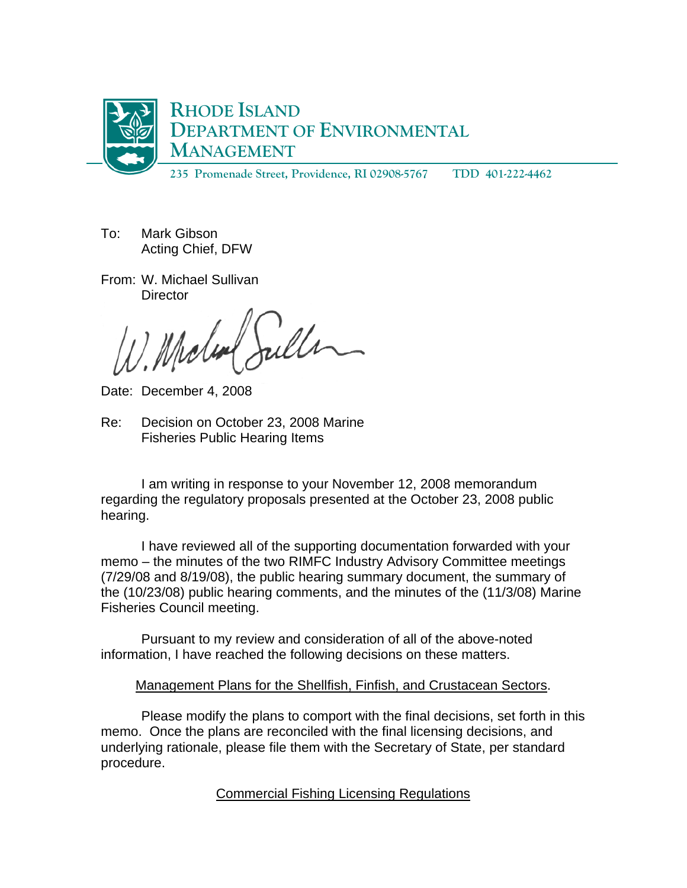# RHODE ISLAND DEPARTMENT OF ENVIRONMENTAL MANAGEMENT

235 Promenade Street, Providence, RI 02908-5767 TDD 401-222-4462

To: Mark Gibson
Acting Chief, DFW

From: W. Michael Sullivan
Director

Date: December 4, 2008

Re: Decision on October 23, 2008 Marine Fisheries Public Hearing Items

I am writing in response to your November 12, 2008 memorandum regarding the regulatory proposals presented at the October 23, 2008 public hearing.

I have reviewed all of the supporting documentation forwarded with your memo – the minutes of the two RIMFC Industry Advisory Committee meetings (7/29/08 and 8/19/08), the public hearing summary document, the summary of the (10/23/08) public hearing comments, and the minutes of the (11/3/08) Marine Fisheries Council meeting.

Pursuant to my review and consideration of all of the above-noted information, I have reached the following decisions on these matters.

<u>Management Plans for the Shellfish, Finfish, and Crustacean Sectors</u>.

Please modify the plans to comport with the final decisions, set forth in this memo. Once the plans are reconciled with the final licensing decisions, and underlying rationale, please file them with the Secretary of State, per standard procedure.

<u>Commercial Fishing Licensing Regulations</u>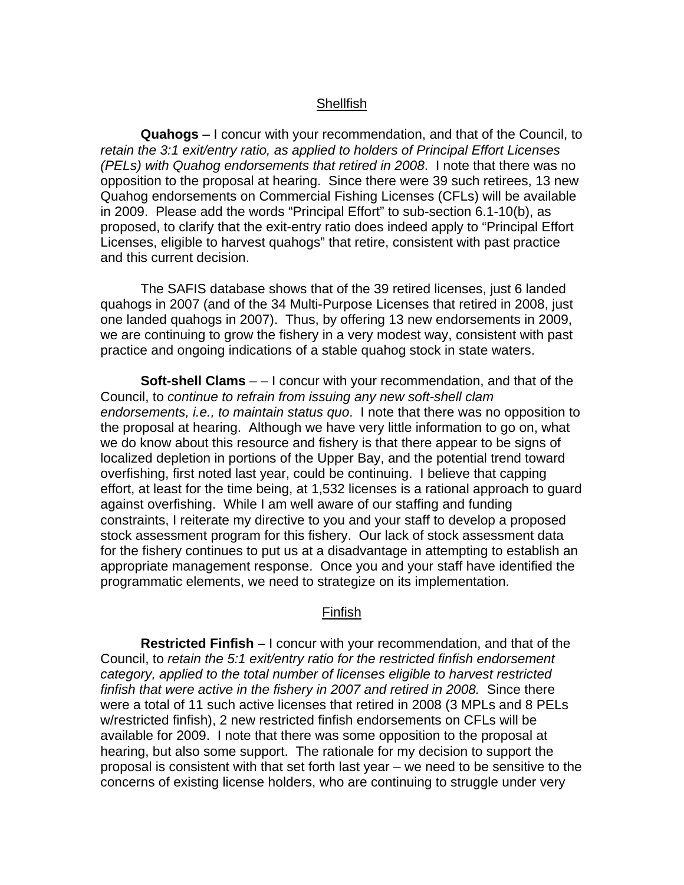## Shellfish

**Quahogs** – I concur with your recommendation, and that of the Council, to *retain the 3:1 exit/entry ratio, as applied to holders of Principal Effort Licenses (PELs) with Quahog endorsements that retired in 2008*. I note that there was no opposition to the proposal at hearing. Since there were 39 such retirees, 13 new Quahog endorsements on Commercial Fishing Licenses (CFLs) will be available in 2009. Please add the words "Principal Effort" to sub-section 6.1-10(b), as proposed, to clarify that the exit-entry ratio does indeed apply to "Principal Effort Licenses, eligible to harvest quahogs" that retire, consistent with past practice and this current decision.

The SAFIS database shows that of the 39 retired licenses, just 6 landed quahogs in 2007 (and of the 34 Multi-Purpose Licenses that retired in 2008, just one landed quahogs in 2007). Thus, by offering 13 new endorsements in 2009, we are continuing to grow the fishery in a very modest way, consistent with past practice and ongoing indications of a stable quahog stock in state waters.

**Soft-shell Clams** – – I concur with your recommendation, and that of the Council, to *continue to refrain from issuing any new soft-shell clam endorsements, i.e., to maintain status quo*. I note that there was no opposition to the proposal at hearing. Although we have very little information to go on, what we do know about this resource and fishery is that there appear to be signs of localized depletion in portions of the Upper Bay, and the potential trend toward overfishing, first noted last year, could be continuing. I believe that capping effort, at least for the time being, at 1,532 licenses is a rational approach to guard against overfishing. While I am well aware of our staffing and funding constraints, I reiterate my directive to you and your staff to develop a proposed stock assessment program for this fishery. Our lack of stock assessment data for the fishery continues to put us at a disadvantage in attempting to establish an appropriate management response. Once you and your staff have identified the programmatic elements, we need to strategize on its implementation.

## Finfish

**Restricted Finfish** – I concur with your recommendation, and that of the Council, to *retain the 5:1 exit/entry ratio for the restricted finfish endorsement category, applied to the total number of licenses eligible to harvest restricted finfish that were active in the fishery in 2007 and retired in 2008.* Since there were a total of 11 such active licenses that retired in 2008 (3 MPLs and 8 PELs w/restricted finfish), 2 new restricted finfish endorsements on CFLs will be available for 2009. I note that there was some opposition to the proposal at hearing, but also some support. The rationale for my decision to support the proposal is consistent with that set forth last year – we need to be sensitive to the concerns of existing license holders, who are continuing to struggle under very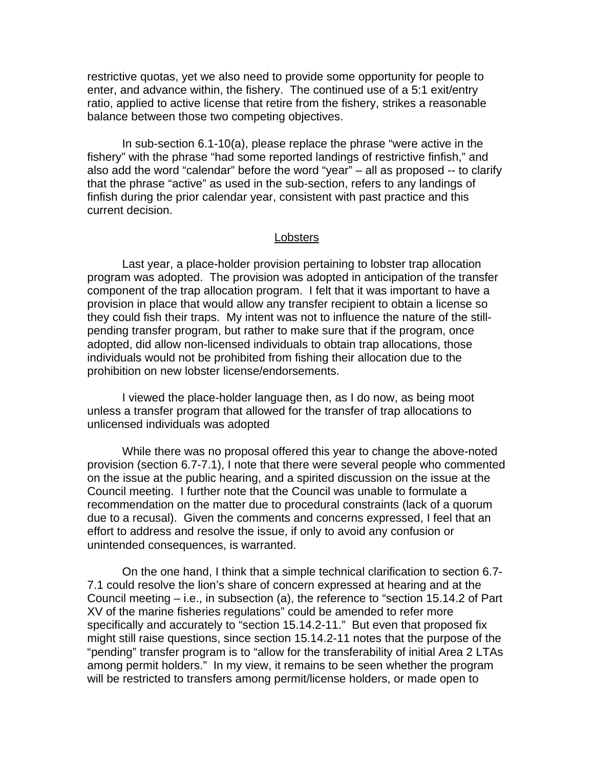restrictive quotas, yet we also need to provide some opportunity for people to enter, and advance within, the fishery. The continued use of a 5:1 exit/entry ratio, applied to active license that retire from the fishery, strikes a reasonable balance between those two competing objectives.

In sub-section 6.1-10(a), please replace the phrase "were active in the fishery" with the phrase "had some reported landings of restrictive finfish," and also add the word "calendar" before the word "year" – all as proposed -- to clarify that the phrase "active" as used in the sub-section, refers to any landings of finfish during the prior calendar year, consistent with past practice and this current decision.

<u>Lobsters</u>

Last year, a place-holder provision pertaining to lobster trap allocation program was adopted. The provision was adopted in anticipation of the transfer component of the trap allocation program. I felt that it was important to have a provision in place that would allow any transfer recipient to obtain a license so they could fish their traps. My intent was not to influence the nature of the still-pending transfer program, but rather to make sure that if the program, once adopted, did allow non-licensed individuals to obtain trap allocations, those individuals would not be prohibited from fishing their allocation due to the prohibition on new lobster license/endorsements.

I viewed the place-holder language then, as I do now, as being moot unless a transfer program that allowed for the transfer of trap allocations to unlicensed individuals was adopted

While there was no proposal offered this year to change the above-noted provision (section 6.7-7.1), I note that there were several people who commented on the issue at the public hearing, and a spirited discussion on the issue at the Council meeting. I further note that the Council was unable to formulate a recommendation on the matter due to procedural constraints (lack of a quorum due to a recusal). Given the comments and concerns expressed, I feel that an effort to address and resolve the issue, if only to avoid any confusion or unintended consequences, is warranted.

On the one hand, I think that a simple technical clarification to section 6.7-7.1 could resolve the lion's share of concern expressed at hearing and at the Council meeting – i.e., in subsection (a), the reference to "section 15.14.2 of Part XV of the marine fisheries regulations" could be amended to refer more specifically and accurately to "section 15.14.2-11." But even that proposed fix might still raise questions, since section 15.14.2-11 notes that the purpose of the "pending" transfer program is to "allow for the transferability of initial Area 2 LTAs among permit holders." In my view, it remains to be seen whether the program will be restricted to transfers among permit/license holders, or made open to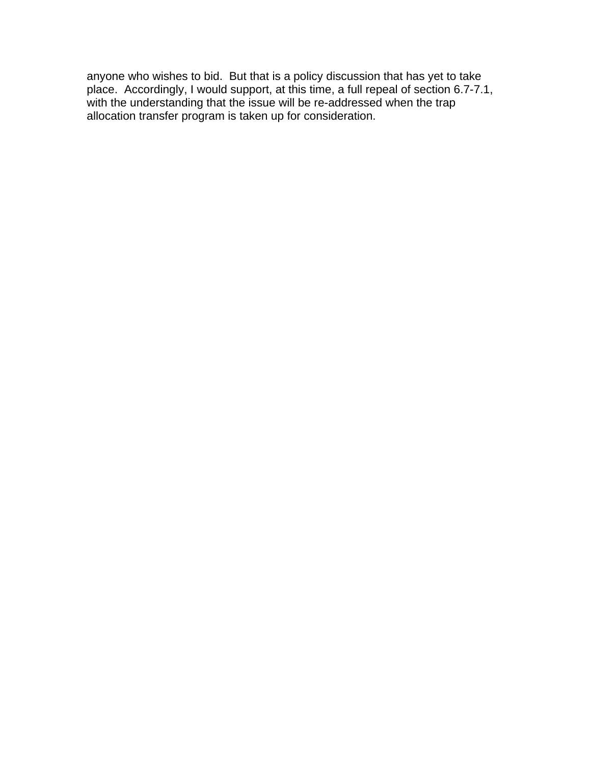anyone who wishes to bid. But that is a policy discussion that has yet to take place. Accordingly, I would support, at this time, a full repeal of section 6.7-7.1, with the understanding that the issue will be re-addressed when the trap allocation transfer program is taken up for consideration.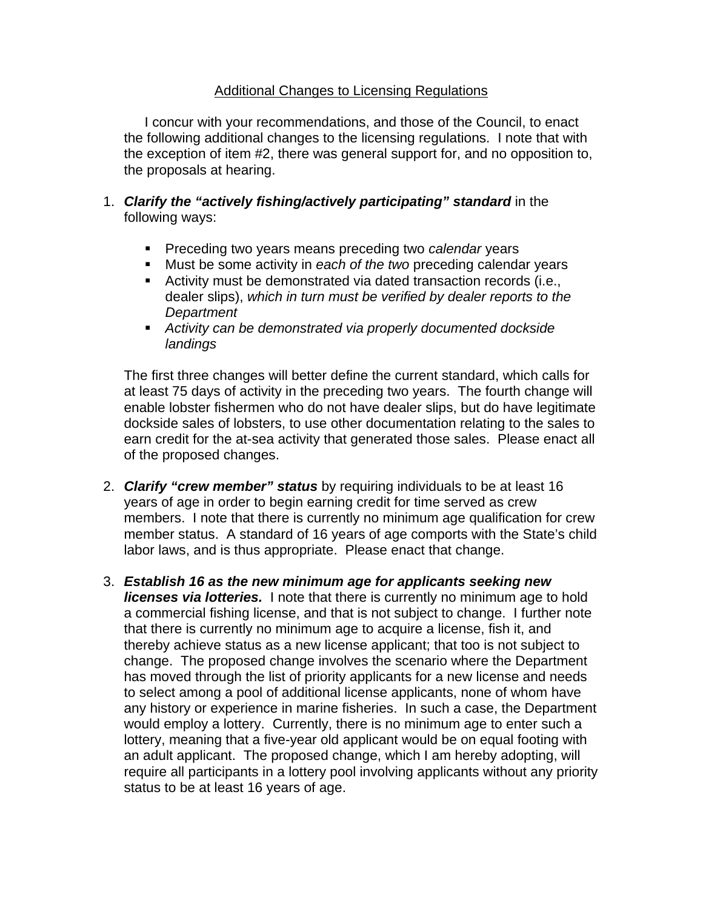<u>Additional Changes to Licensing Regulations</u>

I concur with your recommendations, and those of the Council, to enact the following additional changes to the licensing regulations. I note that with the exception of item #2, there was general support for, and no opposition to, the proposals at hearing.

1. ***Clarify the "actively fishing/actively participating" standard*** in the following ways:

   - Preceding two years means preceding two *calendar* years
   - Must be some activity in *each of the two* preceding calendar years
   - Activity must be demonstrated via dated transaction records (i.e., dealer slips), *which in turn must be verified by dealer reports to the Department*
   - *Activity can be demonstrated via properly documented dockside landings*

   The first three changes will better define the current standard, which calls for at least 75 days of activity in the preceding two years. The fourth change will enable lobster fishermen who do not have dealer slips, but do have legitimate dockside sales of lobsters, to use other documentation relating to the sales to earn credit for the at-sea activity that generated those sales. Please enact all of the proposed changes.

2. ***Clarify "crew member" status*** by requiring individuals to be at least 16 years of age in order to begin earning credit for time served as crew members. I note that there is currently no minimum age qualification for crew member status. A standard of 16 years of age comports with the State's child labor laws, and is thus appropriate. Please enact that change.

3. ***Establish 16 as the new minimum age for applicants seeking new licenses via lotteries.*** I note that there is currently no minimum age to hold a commercial fishing license, and that is not subject to change. I further note that there is currently no minimum age to acquire a license, fish it, and thereby achieve status as a new license applicant; that too is not subject to change. The proposed change involves the scenario where the Department has moved through the list of priority applicants for a new license and needs to select among a pool of additional license applicants, none of whom have any history or experience in marine fisheries. In such a case, the Department would employ a lottery. Currently, there is no minimum age to enter such a lottery, meaning that a five-year old applicant would be on equal footing with an adult applicant. The proposed change, which I am hereby adopting, will require all participants in a lottery pool involving applicants without any priority status to be at least 16 years of age.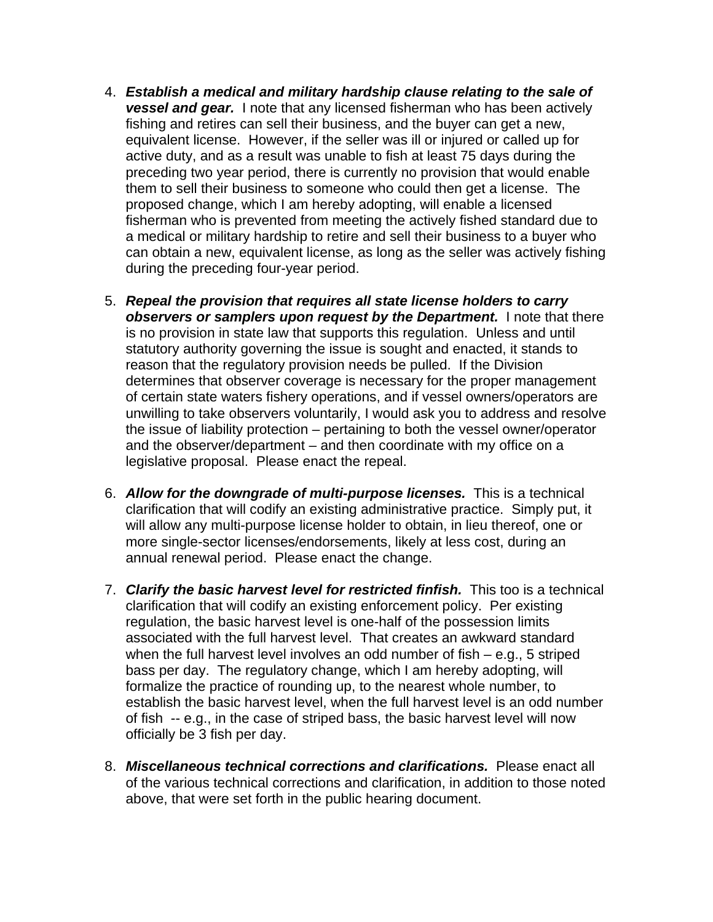4. ***Establish a medical and military hardship clause relating to the sale of vessel and gear.*** I note that any licensed fisherman who has been actively fishing and retires can sell their business, and the buyer can get a new, equivalent license. However, if the seller was ill or injured or called up for active duty, and as a result was unable to fish at least 75 days during the preceding two year period, there is currently no provision that would enable them to sell their business to someone who could then get a license. The proposed change, which I am hereby adopting, will enable a licensed fisherman who is prevented from meeting the actively fished standard due to a medical or military hardship to retire and sell their business to a buyer who can obtain a new, equivalent license, as long as the seller was actively fishing during the preceding four-year period.

5. ***Repeal the provision that requires all state license holders to carry observers or samplers upon request by the Department.*** I note that there is no provision in state law that supports this regulation. Unless and until statutory authority governing the issue is sought and enacted, it stands to reason that the regulatory provision needs be pulled. If the Division determines that observer coverage is necessary for the proper management of certain state waters fishery operations, and if vessel owners/operators are unwilling to take observers voluntarily, I would ask you to address and resolve the issue of liability protection – pertaining to both the vessel owner/operator and the observer/department – and then coordinate with my office on a legislative proposal. Please enact the repeal.

6. ***Allow for the downgrade of multi-purpose licenses.*** This is a technical clarification that will codify an existing administrative practice. Simply put, it will allow any multi-purpose license holder to obtain, in lieu thereof, one or more single-sector licenses/endorsements, likely at less cost, during an annual renewal period. Please enact the change.

7. ***Clarify the basic harvest level for restricted finfish.*** This too is a technical clarification that will codify an existing enforcement policy. Per existing regulation, the basic harvest level is one-half of the possession limits associated with the full harvest level. That creates an awkward standard when the full harvest level involves an odd number of fish – e.g., 5 striped bass per day. The regulatory change, which I am hereby adopting, will formalize the practice of rounding up, to the nearest whole number, to establish the basic harvest level, when the full harvest level is an odd number of fish -- e.g., in the case of striped bass, the basic harvest level will now officially be 3 fish per day.

8. ***Miscellaneous technical corrections and clarifications.*** Please enact all of the various technical corrections and clarification, in addition to those noted above, that were set forth in the public hearing document.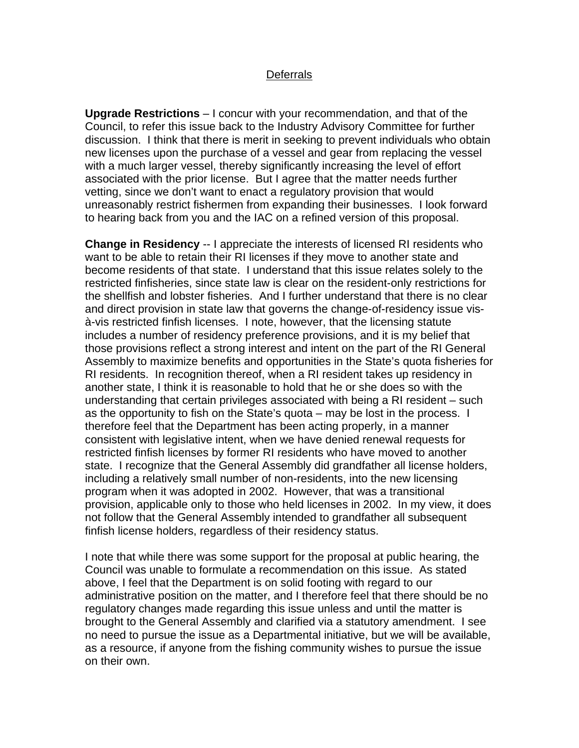## Deferrals

**Upgrade Restrictions** – I concur with your recommendation, and that of the Council, to refer this issue back to the Industry Advisory Committee for further discussion. I think that there is merit in seeking to prevent individuals who obtain new licenses upon the purchase of a vessel and gear from replacing the vessel with a much larger vessel, thereby significantly increasing the level of effort associated with the prior license. But I agree that the matter needs further vetting, since we don't want to enact a regulatory provision that would unreasonably restrict fishermen from expanding their businesses. I look forward to hearing back from you and the IAC on a refined version of this proposal.

**Change in Residency** -- I appreciate the interests of licensed RI residents who want to be able to retain their RI licenses if they move to another state and become residents of that state. I understand that this issue relates solely to the restricted finfisheries, since state law is clear on the resident-only restrictions for the shellfish and lobster fisheries. And I further understand that there is no clear and direct provision in state law that governs the change-of-residency issue vis-à-vis restricted finfish licenses. I note, however, that the licensing statute includes a number of residency preference provisions, and it is my belief that those provisions reflect a strong interest and intent on the part of the RI General Assembly to maximize benefits and opportunities in the State's quota fisheries for RI residents. In recognition thereof, when a RI resident takes up residency in another state, I think it is reasonable to hold that he or she does so with the understanding that certain privileges associated with being a RI resident – such as the opportunity to fish on the State's quota – may be lost in the process. I therefore feel that the Department has been acting properly, in a manner consistent with legislative intent, when we have denied renewal requests for restricted finfish licenses by former RI residents who have moved to another state. I recognize that the General Assembly did grandfather all license holders, including a relatively small number of non-residents, into the new licensing program when it was adopted in 2002. However, that was a transitional provision, applicable only to those who held licenses in 2002. In my view, it does not follow that the General Assembly intended to grandfather all subsequent finfish license holders, regardless of their residency status.

I note that while there was some support for the proposal at public hearing, the Council was unable to formulate a recommendation on this issue. As stated above, I feel that the Department is on solid footing with regard to our administrative position on the matter, and I therefore feel that there should be no regulatory changes made regarding this issue unless and until the matter is brought to the General Assembly and clarified via a statutory amendment. I see no need to pursue the issue as a Departmental initiative, but we will be available, as a resource, if anyone from the fishing community wishes to pursue the issue on their own.